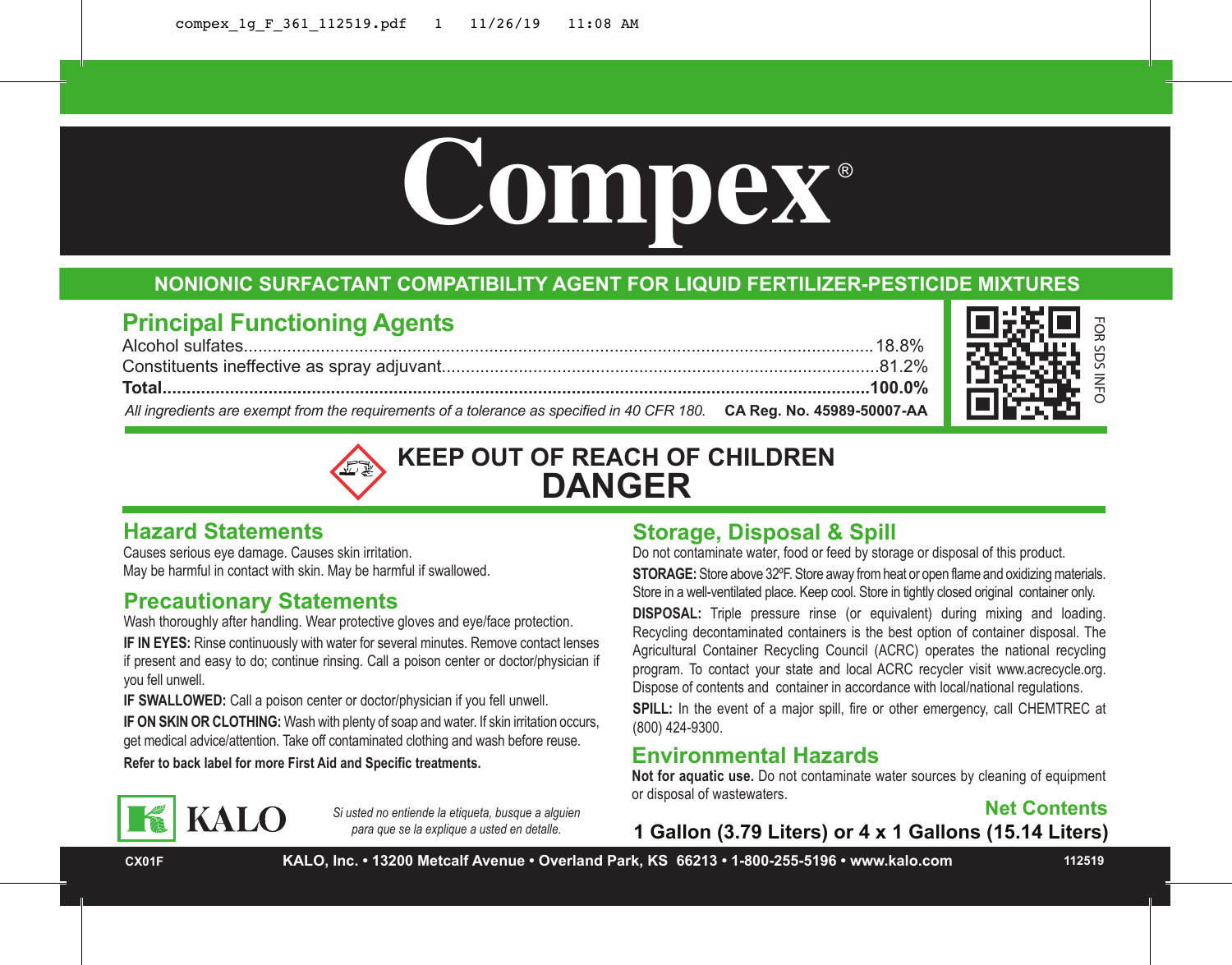# Compex®

## NONIONIC SURFACTANT COMPATIBILITY AGENT FOR LIQUID FERTILIZER-PESTICIDE MIXTURES

## Principal Functioning Agents

| | |
|---|---|
| Alcohol sulfates | 18.8% |
| Constituents ineffective as spray adjuvant | 81.2% |
| **Total** | **100.0%** |

*All ingredients are exempt from the requirements of a tolerance as specified in 40 CFR 180.* **CA Reg. No. 45989-50007-AA**

FOR SDS INFO

**KEEP OUT OF REACH OF CHILDREN**

**DANGER**

## Hazard Statements

Causes serious eye damage. Causes skin irritation.
May be harmful in contact with skin. May be harmful if swallowed.

## Precautionary Statements

Wash thoroughly after handling. Wear protective gloves and eye/face protection.

**IF IN EYES:** Rinse continuously with water for several minutes. Remove contact lenses if present and easy to do; continue rinsing. Call a poison center or doctor/physician if you fell unwell.

**IF SWALLOWED:** Call a poison center or doctor/physician if you fell unwell.

**IF ON SKIN OR CLOTHING:** Wash with plenty of soap and water. If skin irritation occurs, get medical advice/attention. Take off contaminated clothing and wash before reuse.

**Refer to back label for more First Aid and Specific treatments.**

## Storage, Disposal & Spill

Do not contaminate water, food or feed by storage or disposal of this product.

**STORAGE:** Store above 32ºF. Store away from heat or open flame and oxidizing materials. Store in a well-ventilated place. Keep cool. Store in tightly closed original container only.

**DISPOSAL:** Triple pressure rinse (or equivalent) during mixing and loading. Recycling decontaminated containers is the best option of container disposal. The Agricultural Container Recycling Council (ACRC) operates the national recycling program. To contact your state and local ACRC recycler visit www.acrecycle.org. Dispose of contents and container in accordance with local/national regulations.

**SPILL:** In the event of a major spill, fire or other emergency, call CHEMTREC at (800) 424-9300.

## Environmental Hazards

**Not for aquatic use.** Do not contaminate water sources by cleaning of equipment or disposal of wastewaters.

KALO

*Si usted no entiende la etiqueta, busque a alguien para que se la explique a usted en detalle.*

**Net Contents**

**1 Gallon (3.79 Liters) or 4 x 1 Gallons (15.14 Liters)**

CX01F **KALO, Inc. • 13200 Metcalf Avenue • Overland Park, KS 66213 • 1-800-255-5196 • www.kalo.com** 112519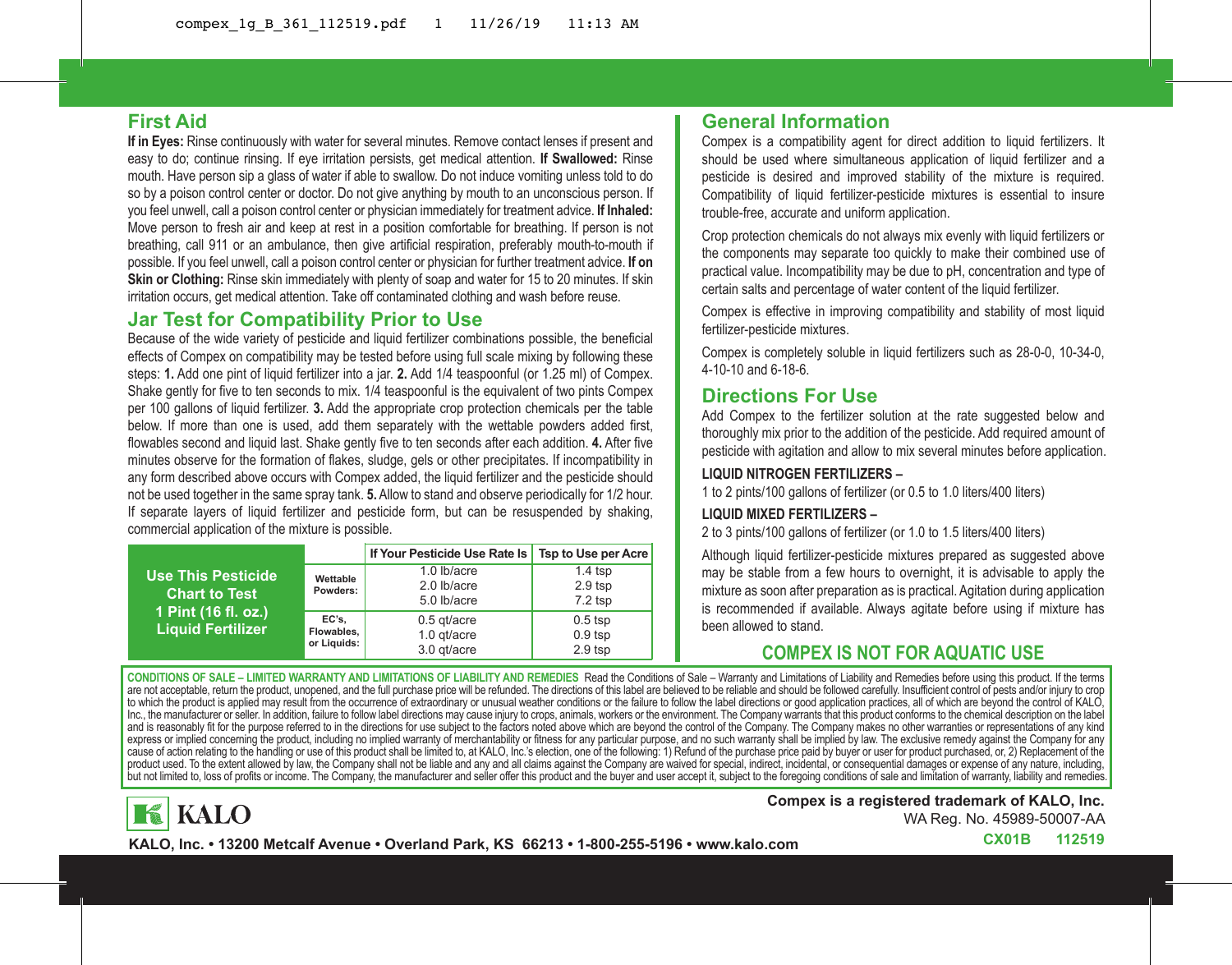## First Aid

**If in Eyes:** Rinse continuously with water for several minutes. Remove contact lenses if present and easy to do; continue rinsing. If eye irritation persists, get medical attention. **If Swallowed:** Rinse mouth. Have person sip a glass of water if able to swallow. Do not induce vomiting unless told to do so by a poison control center or doctor. Do not give anything by mouth to an unconscious person. If you feel unwell, call a poison control center or physician immediately for treatment advice. **If Inhaled:** Move person to fresh air and keep at rest in a position comfortable for breathing. If person is not breathing, call 911 or an ambulance, then give artificial respiration, preferably mouth-to-mouth if possible. If you feel unwell, call a poison control center or physician for further treatment advice. **If on Skin or Clothing:** Rinse skin immediately with plenty of soap and water for 15 to 20 minutes. If skin irritation occurs, get medical attention. Take off contaminated clothing and wash before reuse.

## Jar Test for Compatibility Prior to Use

Because of the wide variety of pesticide and liquid fertilizer combinations possible, the beneficial effects of Compex on compatibility may be tested before using full scale mixing by following these steps: **1.** Add one pint of liquid fertilizer into a jar. **2.** Add 1/4 teaspoonful (or 1.25 ml) of Compex. Shake gently for five to ten seconds to mix. 1/4 teaspoonful is the equivalent of two pints Compex per 100 gallons of liquid fertilizer. **3.** Add the appropriate crop protection chemicals per the table below. If more than one is used, add them separately with the wettable powders added first, flowables second and liquid last. Shake gently five to ten seconds after each addition. **4.** After five minutes observe for the formation of flakes, sludge, gels or other precipitates. If incompatibility in any form described above occurs with Compex added, the liquid fertilizer and the pesticide should not be used together in the same spray tank. **5.** Allow to stand and observe periodically for 1/2 hour. If separate layers of liquid fertilizer and pesticide form, but can be resuspended by shaking, commercial application of the mixture is possible.

| Use This Pesticide Chart to Test 1 Pint (16 fl. oz.) Liquid Fertilizer | | If Your Pesticide Use Rate Is | Tsp to Use per Acre |
|---|---|---|---|
| | Wettable Powders: | 1.0 lb/acre | 1.4 tsp |
| | | 2.0 lb/acre | 2.9 tsp |
| | | 5.0 lb/acre | 7.2 tsp |
| | EC's, Flowables, or Liquids: | 0.5 qt/acre | 0.5 tsp |
| | | 1.0 qt/acre | 0.9 tsp |
| | | 3.0 qt/acre | 2.9 tsp |

## General Information

Compex is a compatibility agent for direct addition to liquid fertilizers. It should be used where simultaneous application of liquid fertilizer and a pesticide is desired and improved stability of the mixture is required. Compatibility of liquid fertilizer-pesticide mixtures is essential to insure trouble-free, accurate and uniform application.

Crop protection chemicals do not always mix evenly with liquid fertilizers or the components may separate too quickly to make their combined use of practical value. Incompatibility may be due to pH, concentration and type of certain salts and percentage of water content of the liquid fertilizer.

Compex is effective in improving compatibility and stability of most liquid fertilizer-pesticide mixtures.

Compex is completely soluble in liquid fertilizers such as 28-0-0, 10-34-0, 4-10-10 and 6-18-6.

## Directions For Use

Add Compex to the fertilizer solution at the rate suggested below and thoroughly mix prior to the addition of the pesticide. Add required amount of pesticide with agitation and allow to mix several minutes before application.

**LIQUID NITROGEN FERTILIZERS –**

1 to 2 pints/100 gallons of fertilizer (or 0.5 to 1.0 liters/400 liters)

**LIQUID MIXED FERTILIZERS –**

2 to 3 pints/100 gallons of fertilizer (or 1.0 to 1.5 liters/400 liters)

Although liquid fertilizer-pesticide mixtures prepared as suggested above may be stable from a few hours to overnight, it is advisable to apply the mixture as soon after preparation as is practical. Agitation during application is recommended if available. Always agitate before using if mixture has been allowed to stand.

**COMPEX IS NOT FOR AQUATIC USE**

**CONDITIONS OF SALE – LIMITED WARRANTY AND LIMITATIONS OF LIABILITY AND REMEDIES** Read the Conditions of Sale – Warranty and Limitations of Liability and Remedies before using this product. If the terms are not acceptable, return the product, unopened, and the full purchase price will be refunded. The directions of this label are believed to be reliable and should be followed carefully. Insufficient control of pests and/or injury to crop to which the product is applied may result from the occurrence of extraordinary or unusual weather conditions or the failure to follow the label directions or good application practices, all of which are beyond the control of KALO, Inc., the manufacturer or seller. In addition, failure to follow label directions may cause injury to crops, animals, workers or the environment. The Company warrants that this product conforms to the chemical description on the label and is reasonably fit for the purpose referred to in the directions for use subject to the factors noted above which are beyond the control of the Company. The Company makes no other warranties or representations of any kind express or implied concerning the product, including no implied warranty of merchantability or fitness for any particular purpose, and no such warranty shall be implied by law. The exclusive remedy against the Company for any cause of action relating to the handling or use of this product shall be limited to, at KALO, Inc.'s election, one of the following: 1) Refund of the purchase price paid by buyer or user for product purchased, or, 2) Replacement of the product used. To the extent allowed by law, the Company shall not be liable and any and all claims against the Company are waived for special, indirect, incidental, or consequential damages or expense of any nature, including, but not limited to, loss of profits or income. The Company, the manufacturer and seller offer this product and the buyer and user accept it, subject to the foregoing conditions of sale and limitation of warranty, liability and remedies.

KALO

**Compex is a registered trademark of KALO, Inc.**

WA Reg. No. 45989-50007-AA

**KALO, Inc. • 13200 Metcalf Avenue • Overland Park, KS 66213 • 1-800-255-5196 • www.kalo.com**

**CX01B 112519**